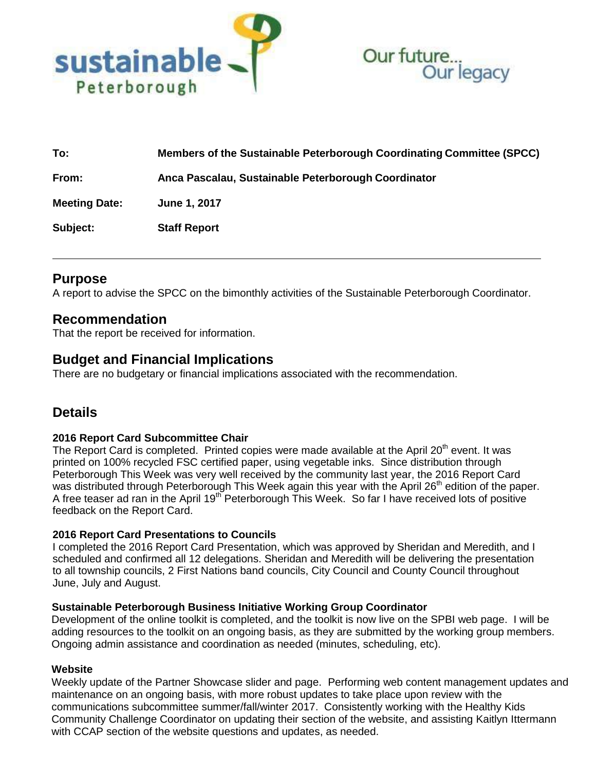sustainable Peterborough

Our future... Our legacy

**To:** Members of the Sustainable Peterborough Coordinating Committee (SPCC)

**From:** Anca Pascalau, Sustainable Peterborough Coordinator

**Meeting Date:** June 1, 2017

**Subject:** Staff Report

---

## Purpose

A report to advise the SPCC on the bimonthly activities of the Sustainable Peterborough Coordinator.

## Recommendation

That the report be received for information.

## Budget and Financial Implications

There are no budgetary or financial implications associated with the recommendation.

## Details

#### 2016 Report Card Subcommittee Chair

The Report Card is completed. Printed copies were made available at the April 20th event. It was printed on 100% recycled FSC certified paper, using vegetable inks. Since distribution through Peterborough This Week was very well received by the community last year, the 2016 Report Card was distributed through Peterborough This Week again this year with the April 26th edition of the paper. A free teaser ad ran in the April 19th Peterborough This Week. So far I have received lots of positive feedback on the Report Card.

#### 2016 Report Card Presentations to Councils

I completed the 2016 Report Card Presentation, which was approved by Sheridan and Meredith, and I scheduled and confirmed all 12 delegations. Sheridan and Meredith will be delivering the presentation to all township councils, 2 First Nations band councils, City Council and County Council throughout June, July and August.

#### Sustainable Peterborough Business Initiative Working Group Coordinator

Development of the online toolkit is completed, and the toolkit is now live on the SPBI web page. I will be adding resources to the toolkit on an ongoing basis, as they are submitted by the working group members. Ongoing admin assistance and coordination as needed (minutes, scheduling, etc).

#### Website

Weekly update of the Partner Showcase slider and page. Performing web content management updates and maintenance on an ongoing basis, with more robust updates to take place upon review with the communications subcommittee summer/fall/winter 2017. Consistently working with the Healthy Kids Community Challenge Coordinator on updating their section of the website, and assisting Kaitlyn Ittermann with CCAP section of the website questions and updates, as needed.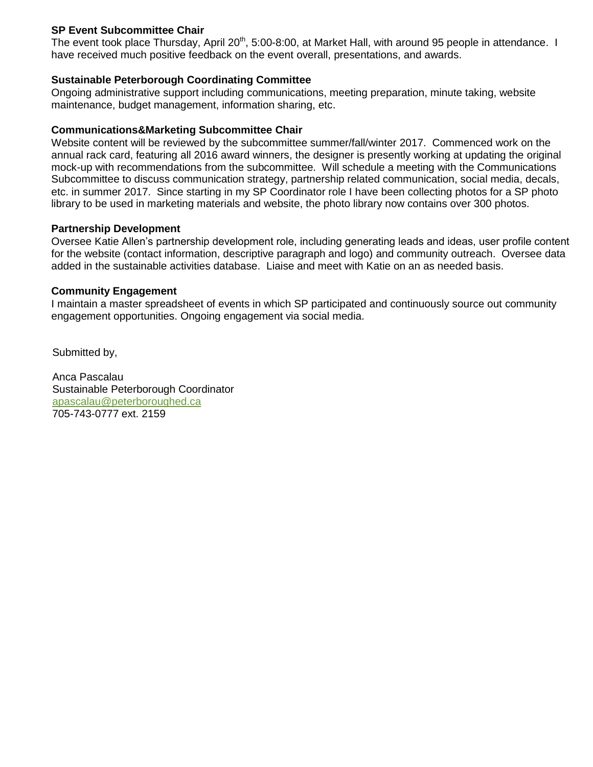**SP Event Subcommittee Chair**
The event took place Thursday, April 20th, 5:00-8:00, at Market Hall, with around 95 people in attendance. I have received much positive feedback on the event overall, presentations, and awards.

**Sustainable Peterborough Coordinating Committee**
Ongoing administrative support including communications, meeting preparation, minute taking, website maintenance, budget management, information sharing, etc.

**Communications&Marketing Subcommittee Chair**
Website content will be reviewed by the subcommittee summer/fall/winter 2017. Commenced work on the annual rack card, featuring all 2016 award winners, the designer is presently working at updating the original mock-up with recommendations from the subcommittee. Will schedule a meeting with the Communications Subcommittee to discuss communication strategy, partnership related communication, social media, decals, etc. in summer 2017. Since starting in my SP Coordinator role I have been collecting photos for a SP photo library to be used in marketing materials and website, the photo library now contains over 300 photos.

**Partnership Development**
Oversee Katie Allen's partnership development role, including generating leads and ideas, user profile content for the website (contact information, descriptive paragraph and logo) and community outreach. Oversee data added in the sustainable activities database. Liaise and meet with Katie on an as needed basis.

**Community Engagement**
I maintain a master spreadsheet of events in which SP participated and continuously source out community engagement opportunities. Ongoing engagement via social media.

Submitted by,

Anca Pascalau
Sustainable Peterborough Coordinator
apascalau@peterboroughed.ca
705-743-0777 ext. 2159